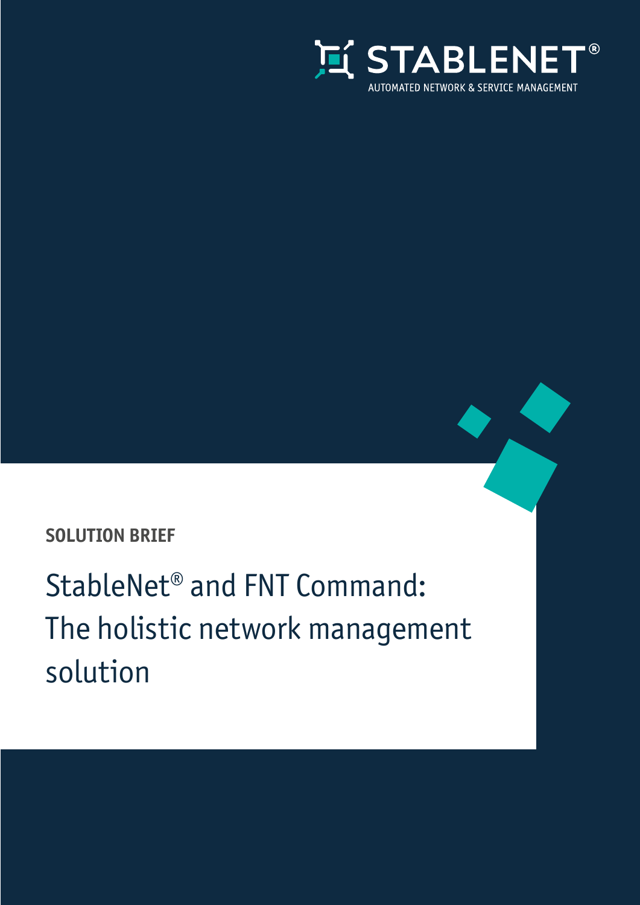STABLENET®

AUTOMATED NETWORK & SERVICE MANAGEMENT

**SOLUTION BRIEF**

# StableNet® and FNT Command: The holistic network management solution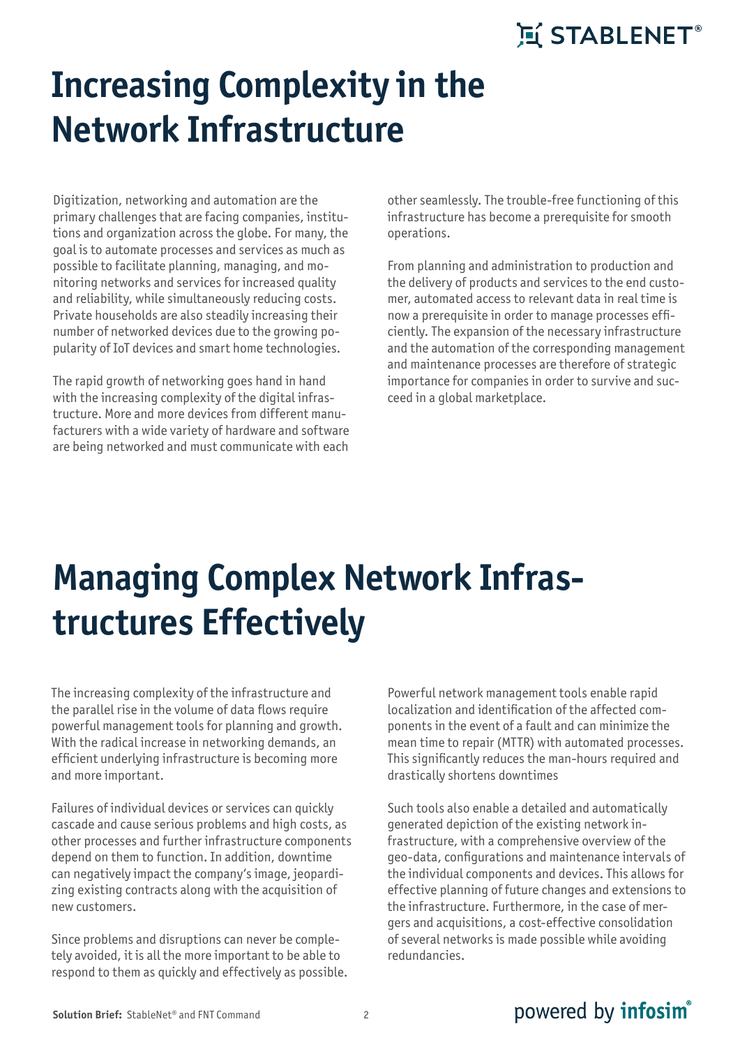# Increasing Complexity in the Network Infrastructure

Digitization, networking and automation are the primary challenges that are facing companies, institutions and organization across the globe. For many, the goal is to automate processes and services as much as possible to facilitate planning, managing, and monitoring networks and services for increased quality and reliability, while simultaneously reducing costs. Private households are also steadily increasing their number of networked devices due to the growing popularity of IoT devices and smart home technologies.

The rapid growth of networking goes hand in hand with the increasing complexity of the digital infrastructure. More and more devices from different manufacturers with a wide variety of hardware and software are being networked and must communicate with each other seamlessly. The trouble-free functioning of this infrastructure has become a prerequisite for smooth operations.

From planning and administration to production and the delivery of products and services to the end customer, automated access to relevant data in real time is now a prerequisite in order to manage processes efficiently. The expansion of the necessary infrastructure and the automation of the corresponding management and maintenance processes are therefore of strategic importance for companies in order to survive and succeed in a global marketplace.

# Managing Complex Network Infrastructures Effectively

The increasing complexity of the infrastructure and the parallel rise in the volume of data flows require powerful management tools for planning and growth. With the radical increase in networking demands, an efficient underlying infrastructure is becoming more and more important.

Failures of individual devices or services can quickly cascade and cause serious problems and high costs, as other processes and further infrastructure components depend on them to function. In addition, downtime can negatively impact the company's image, jeopardizing existing contracts along with the acquisition of new customers.

Since problems and disruptions can never be completely avoided, it is all the more important to be able to respond to them as quickly and effectively as possible.

Powerful network management tools enable rapid localization and identification of the affected components in the event of a fault and can minimize the mean time to repair (MTTR) with automated processes. This significantly reduces the man-hours required and drastically shortens downtimes

Such tools also enable a detailed and automatically generated depiction of the existing network infrastructure, with a comprehensive overview of the geo-data, configurations and maintenance intervals of the individual components and devices. This allows for effective planning of future changes and extensions to the infrastructure. Furthermore, in the case of mergers and acquisitions, a cost-effective consolidation of several networks is made possible while avoiding redundancies.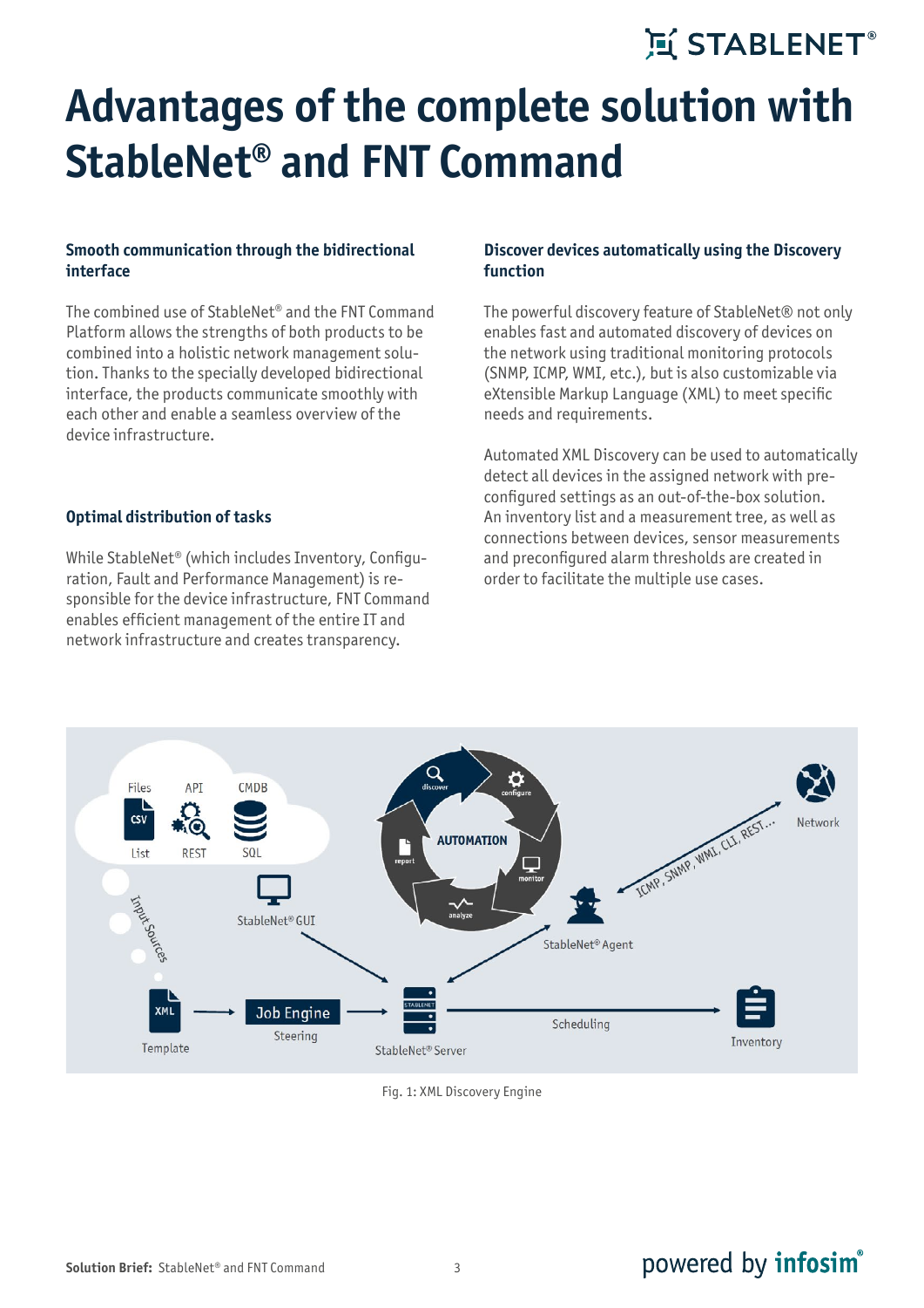# Advantages of the complete solution with StableNet® and FNT Command

### Smooth communication through the bidirectional interface

The combined use of StableNet® and the FNT Command Platform allows the strengths of both products to be combined into a holistic network management solution. Thanks to the specially developed bidirectional interface, the products communicate smoothly with each other and enable a seamless overview of the device infrastructure.

### Optimal distribution of tasks

While StableNet® (which includes Inventory, Configuration, Fault and Performance Management) is responsible for the device infrastructure, FNT Command enables efficient management of the entire IT and network infrastructure and creates transparency.

### Discover devices automatically using the Discovery function

The powerful discovery feature of StableNet® not only enables fast and automated discovery of devices on the network using traditional monitoring protocols (SNMP, ICMP, WMI, etc.), but is also customizable via eXtensible Markup Language (XML) to meet specific needs and requirements.

Automated XML Discovery can be used to automatically detect all devices in the assigned network with pre-configured settings as an out-of-the-box solution. An inventory list and a measurement tree, as well as connections between devices, sensor measurements and preconfigured alarm thresholds are created in order to facilitate the multiple use cases.

Fig. 1: XML Discovery Engine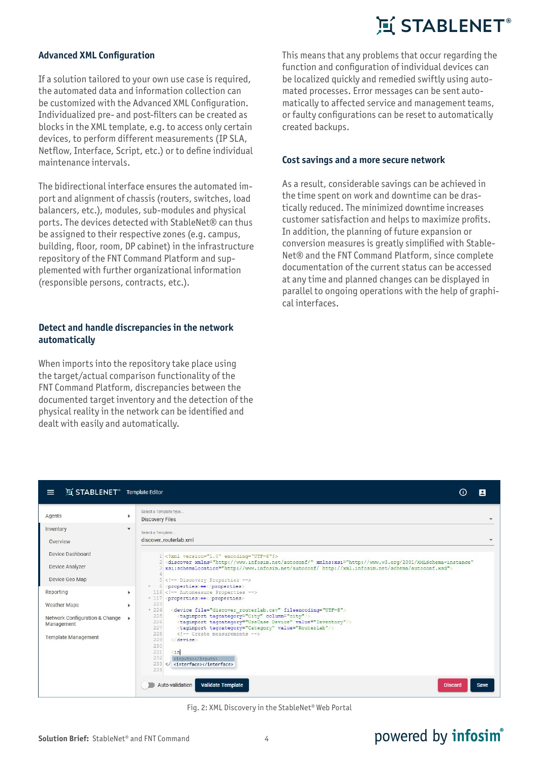## Advanced XML Configuration

If a solution tailored to your own use case is required, the automated data and information collection can be customized with the Advanced XML Configuration. Individualized pre- and post-filters can be created as blocks in the XML template, e.g. to access only certain devices, to perform different measurements (IP SLA, Netflow, Interface, Script, etc.) or to define individual maintenance intervals.

The bidirectional interface ensures the automated import and alignment of chassis (routers, switches, load balancers, etc.), modules, sub-modules and physical ports. The devices detected with StableNet® can thus be assigned to their respective zones (e.g. campus, building, floor, room, DP cabinet) in the infrastructure repository of the FNT Command Platform and supplemented with further organizational information (responsible persons, contracts, etc.).

## Detect and handle discrepancies in the network automatically

When imports into the repository take place using the target/actual comparison functionality of the FNT Command Platform, discrepancies between the documented target inventory and the detection of the physical reality in the network can be identified and dealt with easily and automatically.

This means that any problems that occur regarding the function and configuration of individual devices can be localized quickly and remedied swiftly using automated processes. Error messages can be sent automatically to affected service and management teams, or faulty configurations can be reset to automatically created backups.

## Cost savings and a more secure network

As a result, considerable savings can be achieved in the time spent on work and downtime can be drastically reduced. The minimized downtime increases customer satisfaction and helps to maximize profits. In addition, the planning of future expansion or conversion measures is greatly simplified with StableNet® and the FNT Command Platform, since complete documentation of the current status can be accessed at any time and planned changes can be displayed in parallel to ongoing operations with the help of graphical interfaces.

Fig. 2: XML Discovery in the StableNet® Web Portal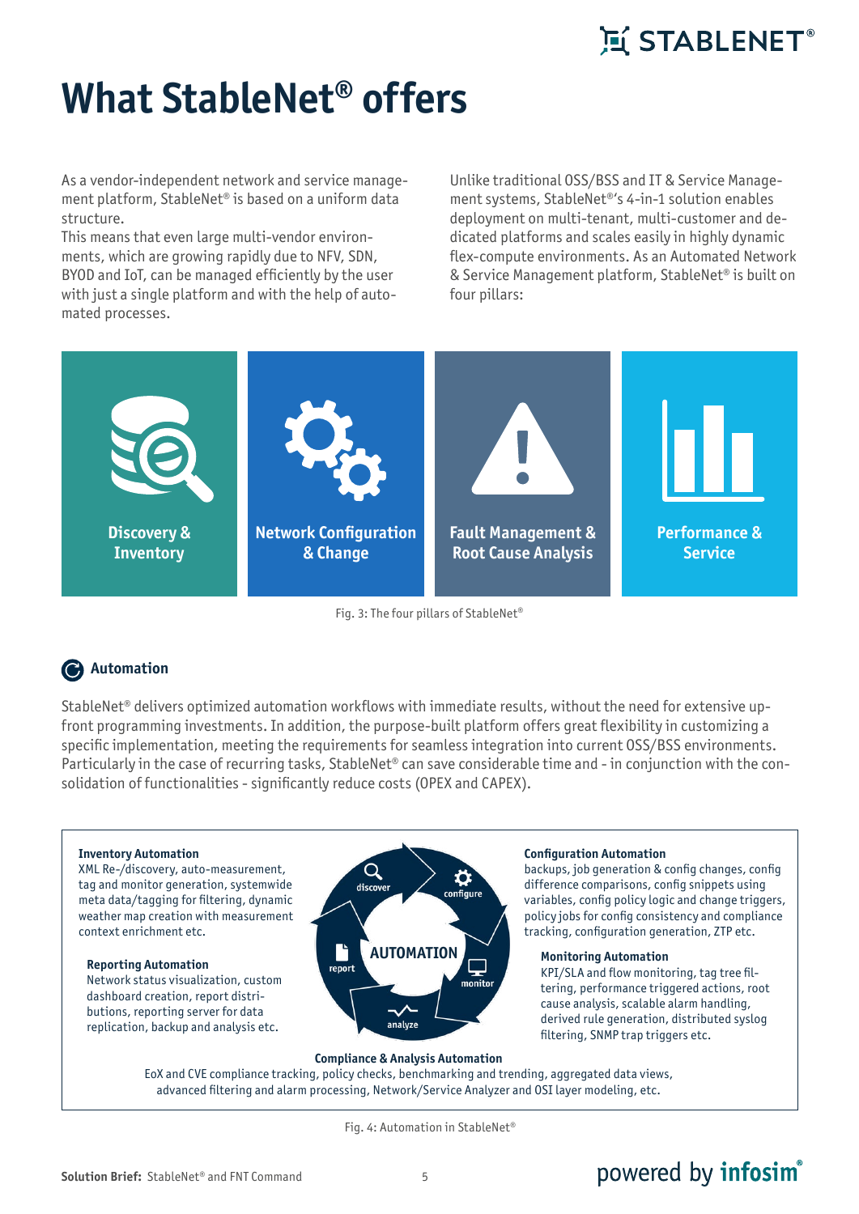# What StableNet® offers

As a vendor-independent network and service management platform, StableNet® is based on a uniform data structure.
This means that even large multi-vendor environments, which are growing rapidly due to NFV, SDN, BYOD and IoT, can be managed efficiently by the user with just a single platform and with the help of automated processes.

Unlike traditional OSS/BSS and IT & Service Management systems, StableNet®'s 4-in-1 solution enables deployment on multi-tenant, multi-customer and dedicated platforms and scales easily in highly dynamic flex-compute environments. As an Automated Network & Service Management platform, StableNet® is built on four pillars:

**Discovery & Inventory** | **Network Configuration & Change** | **Fault Management & Root Cause Analysis** | **Performance & Service**

Fig. 3: The four pillars of StableNet®

## Automation

StableNet® delivers optimized automation workflows with immediate results, without the need for extensive up-front programming investments. In addition, the purpose-built platform offers great flexibility in customizing a specific implementation, meeting the requirements for seamless integration into current OSS/BSS environments. Particularly in the case of recurring tasks, StableNet® can save considerable time and - in conjunction with the consolidation of functionalities - significantly reduce costs (OPEX and CAPEX).

**Inventory Automation**
XML Re-/discovery, auto-measurement, tag and monitor generation, systemwide meta data/tagging for filtering, dynamic weather map creation with measurement context enrichment etc.

**Reporting Automation**
Network status visualization, custom dashboard creation, report distributions, reporting server for data replication, backup and analysis etc.

AUTOMATION: discover, configure, monitor, analyze, report

**Configuration Automation**
backups, job generation & config changes, config difference comparisons, config snippets using variables, config policy logic and change triggers, policy jobs for config consistency and compliance tracking, configuration generation, ZTP etc.

**Monitoring Automation**
KPI/SLA and flow monitoring, tag tree filtering, performance triggered actions, root cause analysis, scalable alarm handling, derived rule generation, distributed syslog filtering, SNMP trap triggers etc.

**Compliance & Analysis Automation**
EoX and CVE compliance tracking, policy checks, benchmarking and trending, aggregated data views, advanced filtering and alarm processing, Network/Service Analyzer and OSI layer modeling, etc.

Fig. 4: Automation in StableNet®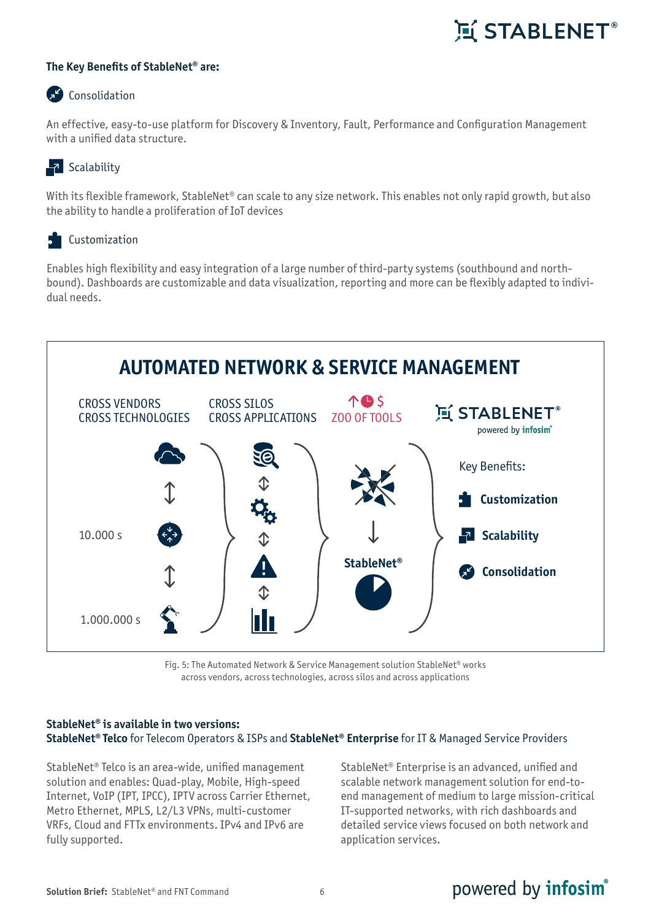**The Key Benefits of StableNet® are:**

**Consolidation**

An effective, easy-to-use platform for Discovery & Inventory, Fault, Performance and Configuration Management with a unified data structure.

**Scalability**

With its flexible framework, StableNet® can scale to any size network. This enables not only rapid growth, but also the ability to handle a proliferation of IoT devices

**Customization**

Enables high flexibility and easy integration of a large number of third-party systems (southbound and northbound). Dashboards are customizable and data visualization, reporting and more can be flexibly adapted to individual needs.

## AUTOMATED NETWORK & SERVICE MANAGEMENT

CROSS VENDORS
CROSS TECHNOLOGIES

CROSS SILOS
CROSS APPLICATIONS

ZOO OF TOOLS

STABLENET® powered by infosim®

10.000 s

1.000.000 s

StableNet®

Key Benefits:

- Customization
- Scalability
- Consolidation

Fig. 5: The Automated Network & Service Management solution StableNet® works across vendors, across technologies, across silos and across applications

**StableNet® is available in two versions:**
**StableNet® Telco** for Telecom Operators & ISPs and **StableNet® Enterprise** for IT & Managed Service Providers

StableNet® Telco is an area-wide, unified management solution and enables: Quad-play, Mobile, High-speed Internet, VoIP (IPT, IPCC), IPTV across Carrier Ethernet, Metro Ethernet, MPLS, L2/L3 VPNs, multi-customer VRFs, Cloud and FTTx environments. IPv4 and IPv6 are fully supported.

StableNet® Enterprise is an advanced, unified and scalable network management solution for end-to-end management of medium to large mission-critical IT-supported networks, with rich dashboards and detailed service views focused on both network and application services.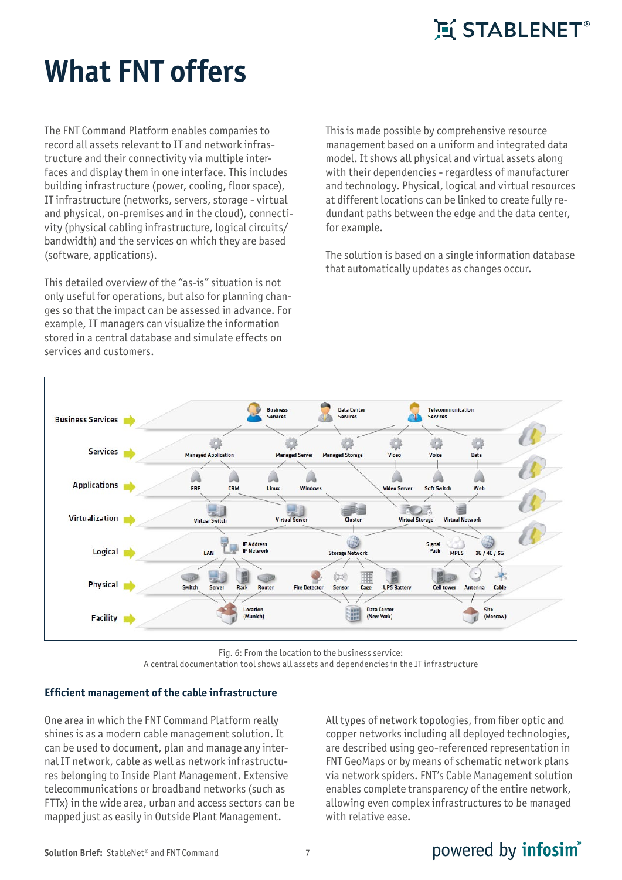# What FNT offers

The FNT Command Platform enables companies to record all assets relevant to IT and network infrastructure and their connectivity via multiple interfaces and display them in one interface. This includes building infrastructure (power, cooling, floor space), IT infrastructure (networks, servers, storage - virtual and physical, on-premises and in the cloud), connectivity (physical cabling infrastructure, logical circuits/ bandwidth) and the services on which they are based (software, applications).

This detailed overview of the "as-is" situation is not only useful for operations, but also for planning changes so that the impact can be assessed in advance. For example, IT managers can visualize the information stored in a central database and simulate effects on services and customers.

This is made possible by comprehensive resource management based on a uniform and integrated data model. It shows all physical and virtual assets along with their dependencies - regardless of manufacturer and technology. Physical, logical and virtual resources at different locations can be linked to create fully redundant paths between the edge and the data center, for example.

The solution is based on a single information database that automatically updates as changes occur.

Fig. 6: From the location to the business service:
A central documentation tool shows all assets and dependencies in the IT infrastructure

### Efficient management of the cable infrastructure

One area in which the FNT Command Platform really shines is as a modern cable management solution. It can be used to document, plan and manage any internal IT network, cable as well as network infrastructures belonging to Inside Plant Management. Extensive telecommunications or broadband networks (such as FTTx) in the wide area, urban and access sectors can be mapped just as easily in Outside Plant Management.

All types of network topologies, from fiber optic and copper networks including all deployed technologies, are described using geo-referenced representation in FNT GeoMaps or by means of schematic network plans via network spiders. FNT's Cable Management solution enables complete transparency of the entire network, allowing even complex infrastructures to be managed with relative ease.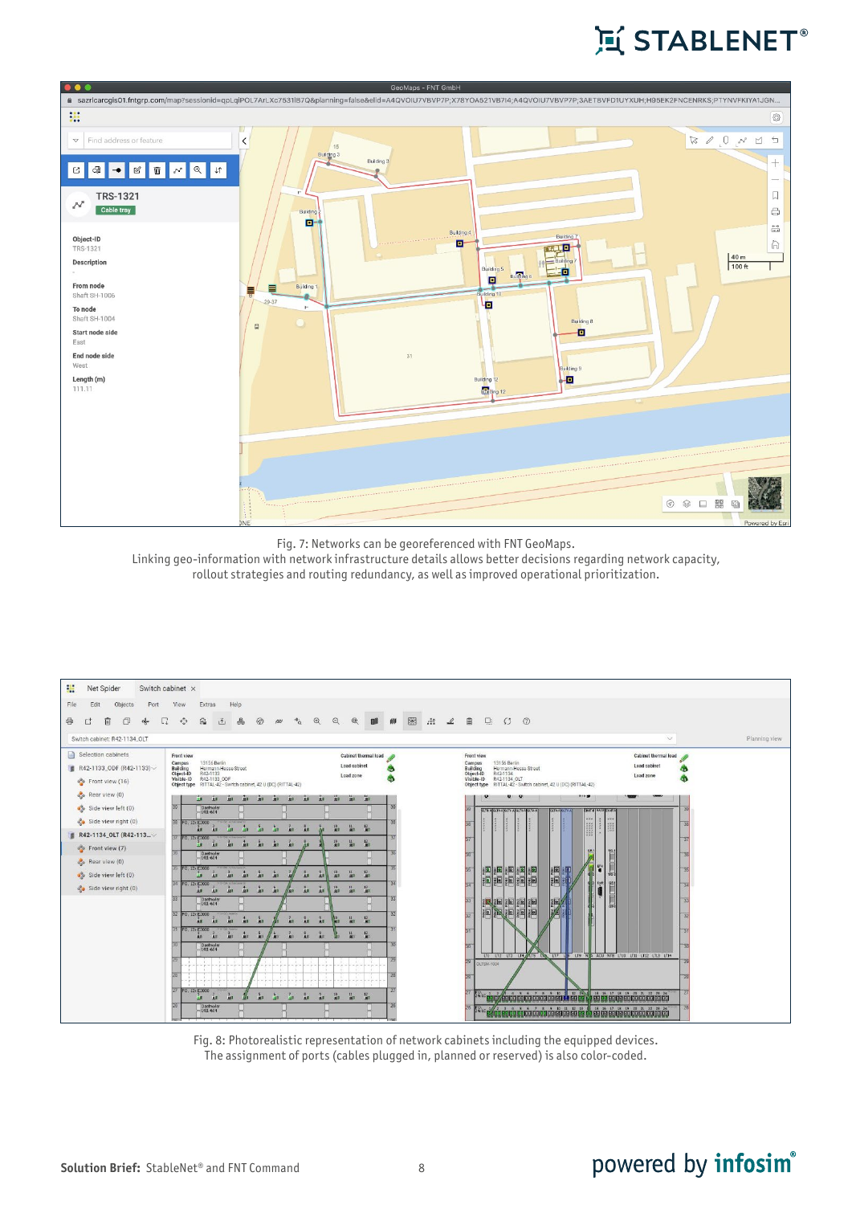Fig. 7: Networks can be georeferenced with FNT GeoMaps.
Linking geo-information with network infrastructure details allows better decisions regarding network capacity, rollout strategies and routing redundancy, as well as improved operational prioritization.

Fig. 8: Photorealistic representation of network cabinets including the equipped devices.
The assignment of ports (cables plugged in, planned or reserved) is also color-coded.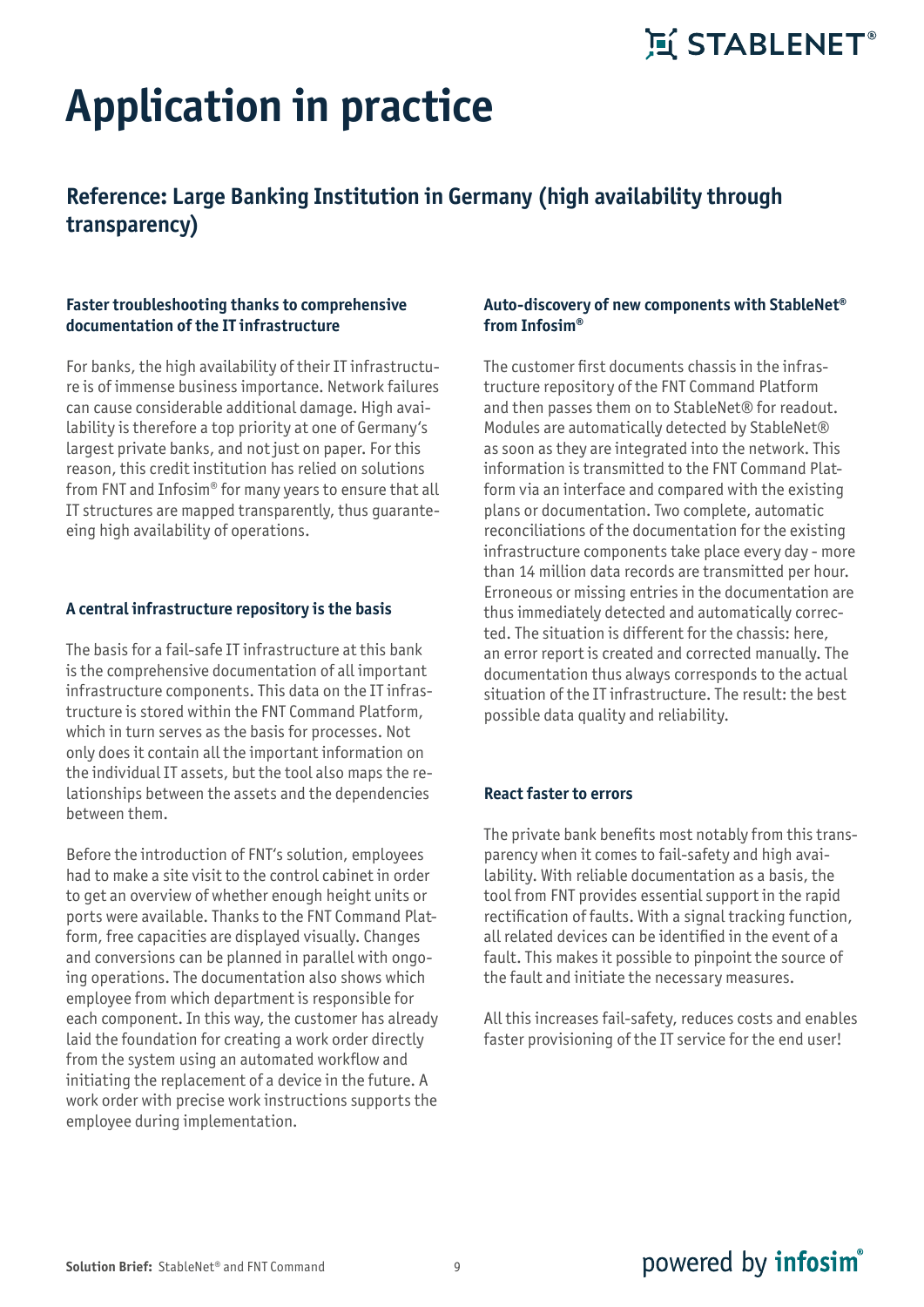# Application in practice

## Reference: Large Banking Institution in Germany (high availability through transparency)

### Faster troubleshooting thanks to comprehensive documentation of the IT infrastructure

For banks, the high availability of their IT infrastructure is of immense business importance. Network failures can cause considerable additional damage. High availability is therefore a top priority at one of Germany's largest private banks, and not just on paper. For this reason, this credit institution has relied on solutions from FNT and Infosim® for many years to ensure that all IT structures are mapped transparently, thus guaranteeing high availability of operations.

### A central infrastructure repository is the basis

The basis for a fail-safe IT infrastructure at this bank is the comprehensive documentation of all important infrastructure components. This data on the IT infrastructure is stored within the FNT Command Platform, which in turn serves as the basis for processes. Not only does it contain all the important information on the individual IT assets, but the tool also maps the relationships between the assets and the dependencies between them.

Before the introduction of FNT's solution, employees had to make a site visit to the control cabinet in order to get an overview of whether enough height units or ports were available. Thanks to the FNT Command Platform, free capacities are displayed visually. Changes and conversions can be planned in parallel with ongoing operations. The documentation also shows which employee from which department is responsible for each component. In this way, the customer has already laid the foundation for creating a work order directly from the system using an automated workflow and initiating the replacement of a device in the future. A work order with precise work instructions supports the employee during implementation.

### Auto-discovery of new components with StableNet® from Infosim®

The customer first documents chassis in the infrastructure repository of the FNT Command Platform and then passes them on to StableNet® for readout. Modules are automatically detected by StableNet® as soon as they are integrated into the network. This information is transmitted to the FNT Command Platform via an interface and compared with the existing plans or documentation. Two complete, automatic reconciliations of the documentation for the existing infrastructure components take place every day - more than 14 million data records are transmitted per hour. Erroneous or missing entries in the documentation are thus immediately detected and automatically corrected. The situation is different for the chassis: here, an error report is created and corrected manually. The documentation thus always corresponds to the actual situation of the IT infrastructure. The result: the best possible data quality and reliability.

### React faster to errors

The private bank benefits most notably from this transparency when it comes to fail-safety and high availability. With reliable documentation as a basis, the tool from FNT provides essential support in the rapid rectification of faults. With a signal tracking function, all related devices can be identified in the event of a fault. This makes it possible to pinpoint the source of the fault and initiate the necessary measures.

All this increases fail-safety, reduces costs and enables faster provisioning of the IT service for the end user!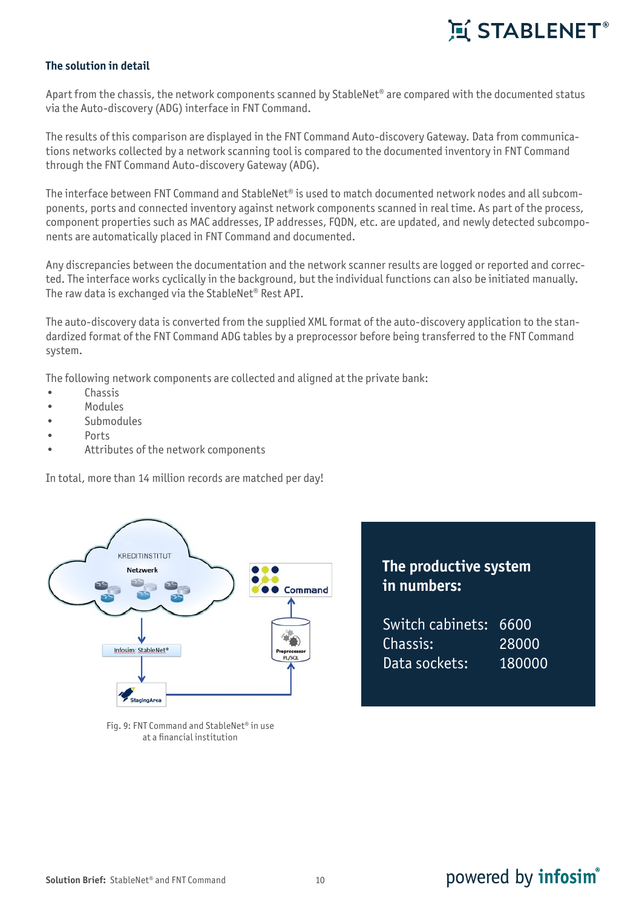## The solution in detail

Apart from the chassis, the network components scanned by StableNet® are compared with the documented status via the Auto-discovery (ADG) interface in FNT Command.

The results of this comparison are displayed in the FNT Command Auto-discovery Gateway. Data from communications networks collected by a network scanning tool is compared to the documented inventory in FNT Command through the FNT Command Auto-discovery Gateway (ADG).

The interface between FNT Command and StableNet® is used to match documented network nodes and all subcomponents, ports and connected inventory against network components scanned in real time. As part of the process, component properties such as MAC addresses, IP addresses, FQDN, etc. are updated, and newly detected subcomponents are automatically placed in FNT Command and documented.

Any discrepancies between the documentation and the network scanner results are logged or reported and corrected. The interface works cyclically in the background, but the individual functions can also be initiated manually. The raw data is exchanged via the StableNet® Rest API.

The auto-discovery data is converted from the supplied XML format of the auto-discovery application to the standardized format of the FNT Command ADG tables by a preprocessor before being transferred to the FNT Command system.

The following network components are collected and aligned at the private bank:

- Chassis
- Modules
- Submodules
- Ports
- Attributes of the network components

In total, more than 14 million records are matched per day!

KREDITINSTITUT
Netzwerk
Command
Infosim: StableNet®
Preprocessor PL/SQL
StagingArea

Fig. 9: FNT Command and StableNet® in use at a financial institution

**The productive system in numbers:**

| | |
|---|---|
| Switch cabinets: | 6600 |
| Chassis: | 28000 |
| Data sockets: | 180000 |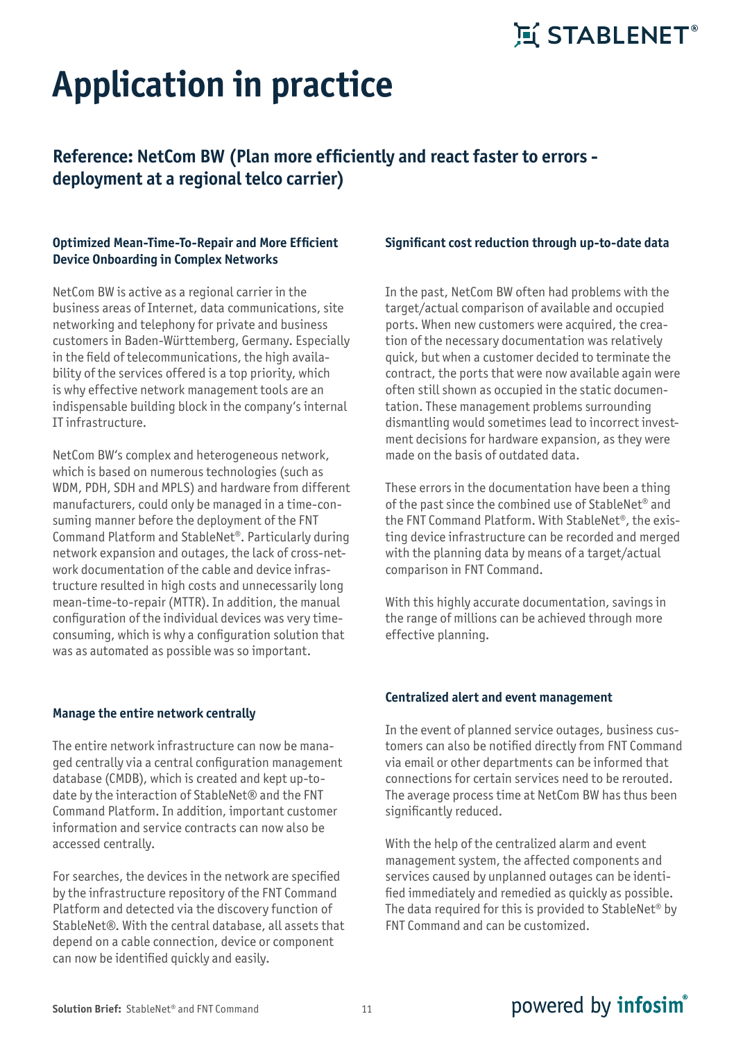# Application in practice

## Reference: NetCom BW (Plan more efficiently and react faster to errors - deployment at a regional telco carrier)

### Optimized Mean-Time-To-Repair and More Efficient Device Onboarding in Complex Networks

NetCom BW is active as a regional carrier in the business areas of Internet, data communications, site networking and telephony for private and business customers in Baden-Württemberg, Germany. Especially in the field of telecommunications, the high availability of the services offered is a top priority, which is why effective network management tools are an indispensable building block in the company's internal IT infrastructure.

NetCom BW's complex and heterogeneous network, which is based on numerous technologies (such as WDM, PDH, SDH and MPLS) and hardware from different manufacturers, could only be managed in a time-consuming manner before the deployment of the FNT Command Platform and StableNet®. Particularly during network expansion and outages, the lack of cross-network documentation of the cable and device infrastructure resulted in high costs and unnecessarily long mean-time-to-repair (MTTR). In addition, the manual configuration of the individual devices was very time-consuming, which is why a configuration solution that was as automated as possible was so important.

### Manage the entire network centrally

The entire network infrastructure can now be managed centrally via a central configuration management database (CMDB), which is created and kept up-to-date by the interaction of StableNet® and the FNT Command Platform. In addition, important customer information and service contracts can now also be accessed centrally.

For searches, the devices in the network are specified by the infrastructure repository of the FNT Command Platform and detected via the discovery function of StableNet®. With the central database, all assets that depend on a cable connection, device or component can now be identified quickly and easily.

### Significant cost reduction through up-to-date data

In the past, NetCom BW often had problems with the target/actual comparison of available and occupied ports. When new customers were acquired, the creation of the necessary documentation was relatively quick, but when a customer decided to terminate the contract, the ports that were now available again were often still shown as occupied in the static documentation. These management problems surrounding dismantling would sometimes lead to incorrect investment decisions for hardware expansion, as they were made on the basis of outdated data.

These errors in the documentation have been a thing of the past since the combined use of StableNet® and the FNT Command Platform. With StableNet®, the existing device infrastructure can be recorded and merged with the planning data by means of a target/actual comparison in FNT Command.

With this highly accurate documentation, savings in the range of millions can be achieved through more effective planning.

### Centralized alert and event management

In the event of planned service outages, business customers can also be notified directly from FNT Command via email or other departments can be informed that connections for certain services need to be rerouted. The average process time at NetCom BW has thus been significantly reduced.

With the help of the centralized alarm and event management system, the affected components and services caused by unplanned outages can be identified immediately and remedied as quickly as possible. The data required for this is provided to StableNet® by FNT Command and can be customized.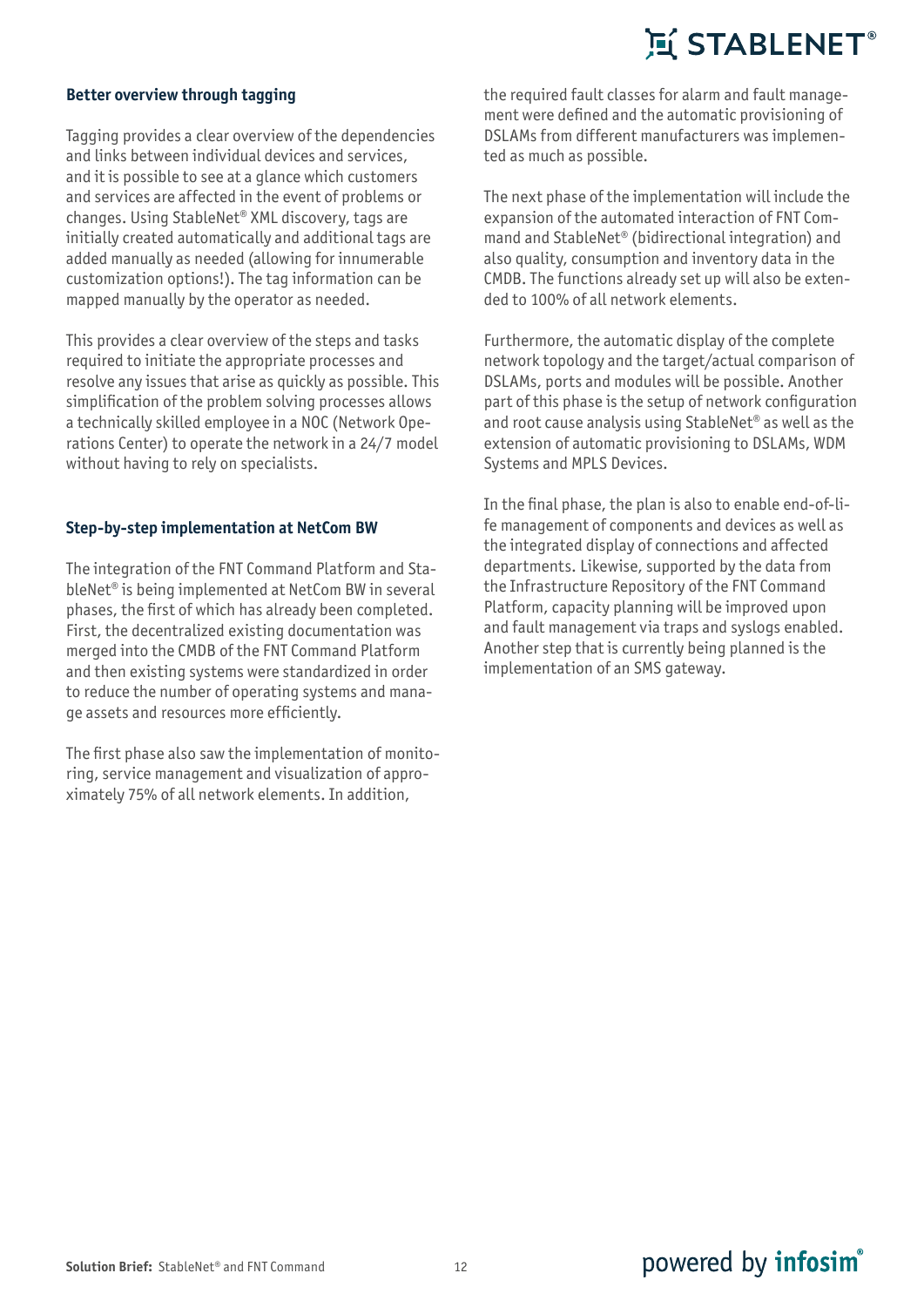### Better overview through tagging

Tagging provides a clear overview of the dependencies and links between individual devices and services, and it is possible to see at a glance which customers and services are affected in the event of problems or changes. Using StableNet® XML discovery, tags are initially created automatically and additional tags are added manually as needed (allowing for innumerable customization options!). The tag information can be mapped manually by the operator as needed.

This provides a clear overview of the steps and tasks required to initiate the appropriate processes and resolve any issues that arise as quickly as possible. This simplification of the problem solving processes allows a technically skilled employee in a NOC (Network Operations Center) to operate the network in a 24/7 model without having to rely on specialists.

### Step-by-step implementation at NetCom BW

The integration of the FNT Command Platform and StableNet® is being implemented at NetCom BW in several phases, the first of which has already been completed. First, the decentralized existing documentation was merged into the CMDB of the FNT Command Platform and then existing systems were standardized in order to reduce the number of operating systems and manage assets and resources more efficiently.

The first phase also saw the implementation of monitoring, service management and visualization of approximately 75% of all network elements. In addition, the required fault classes for alarm and fault management were defined and the automatic provisioning of DSLAMs from different manufacturers was implemented as much as possible.

The next phase of the implementation will include the expansion of the automated interaction of FNT Command and StableNet® (bidirectional integration) and also quality, consumption and inventory data in the CMDB. The functions already set up will also be extended to 100% of all network elements.

Furthermore, the automatic display of the complete network topology and the target/actual comparison of DSLAMs, ports and modules will be possible. Another part of this phase is the setup of network configuration and root cause analysis using StableNet® as well as the extension of automatic provisioning to DSLAMs, WDM Systems and MPLS Devices.

In the final phase, the plan is also to enable end-of-life management of components and devices as well as the integrated display of connections and affected departments. Likewise, supported by the data from the Infrastructure Repository of the FNT Command Platform, capacity planning will be improved upon and fault management via traps and syslogs enabled. Another step that is currently being planned is the implementation of an SMS gateway.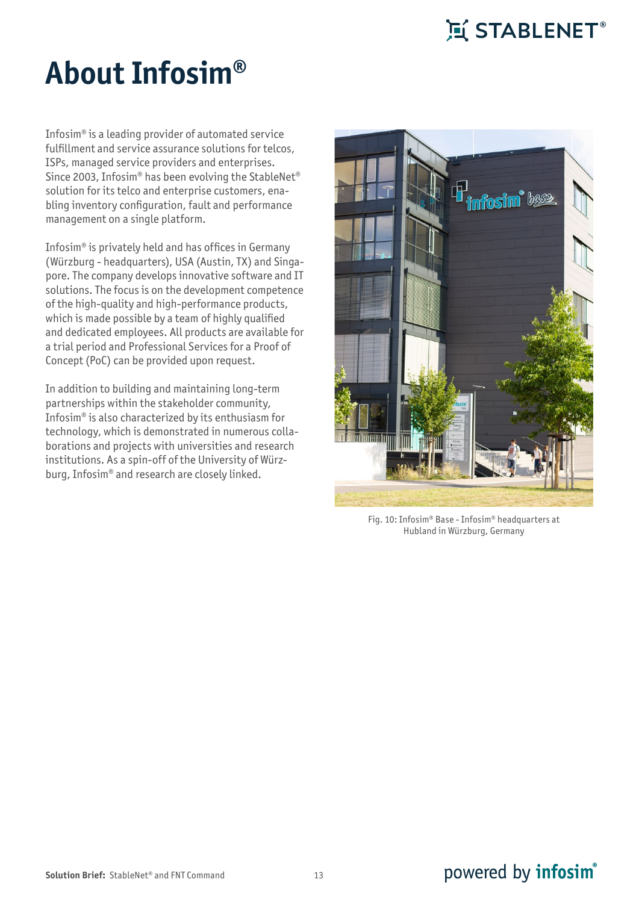# About Infosim®

Infosim® is a leading provider of automated service fulfillment and service assurance solutions for telcos, ISPs, managed service providers and enterprises. Since 2003, Infosim® has been evolving the StableNet® solution for its telco and enterprise customers, enabling inventory configuration, fault and performance management on a single platform.

Infosim® is privately held and has offices in Germany (Würzburg - headquarters), USA (Austin, TX) and Singapore. The company develops innovative software and IT solutions. The focus is on the development competence of the high-quality and high-performance products, which is made possible by a team of highly qualified and dedicated employees. All products are available for a trial period and Professional Services for a Proof of Concept (PoC) can be provided upon request.

In addition to building and maintaining long-term partnerships within the stakeholder community, Infosim® is also characterized by its enthusiasm for technology, which is demonstrated in numerous collaborations and projects with universities and research institutions. As a spin-off of the University of Würzburg, Infosim® and research are closely linked.

Fig. 10: Infosim® Base - Infosim® headquarters at Hubland in Würzburg, Germany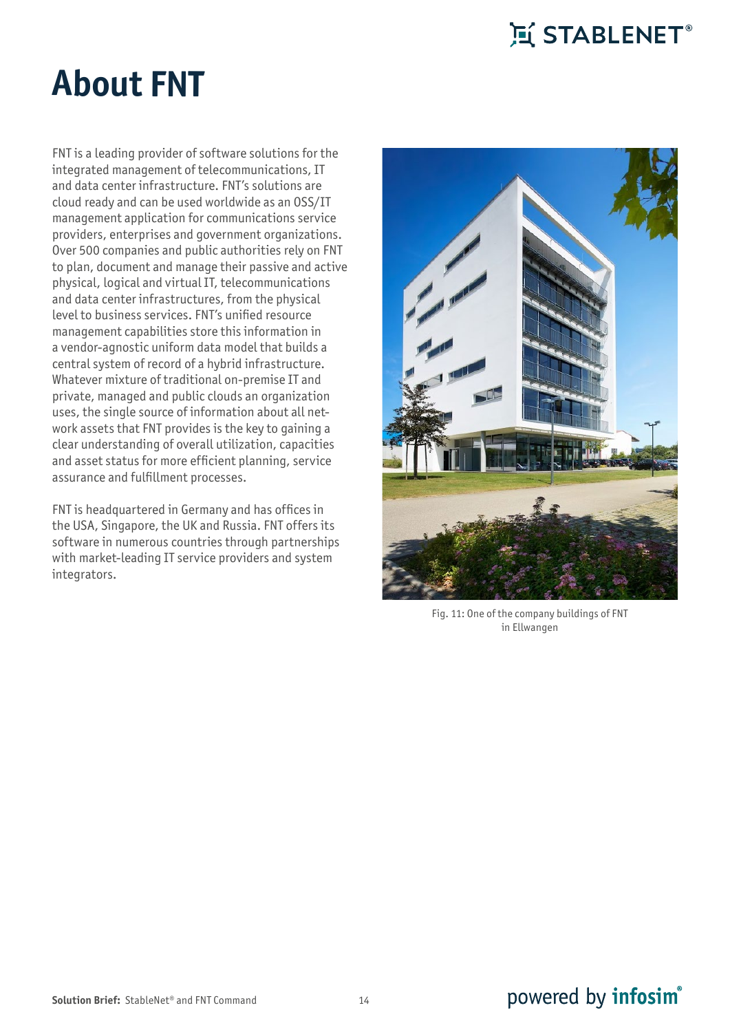# About FNT

FNT is a leading provider of software solutions for the integrated management of telecommunications, IT and data center infrastructure. FNT's solutions are cloud ready and can be used worldwide as an OSS/IT management application for communications service providers, enterprises and government organizations. Over 500 companies and public authorities rely on FNT to plan, document and manage their passive and active physical, logical and virtual IT, telecommunications and data center infrastructures, from the physical level to business services. FNT's unified resource management capabilities store this information in a vendor-agnostic uniform data model that builds a central system of record of a hybrid infrastructure. Whatever mixture of traditional on-premise IT and private, managed and public clouds an organization uses, the single source of information about all network assets that FNT provides is the key to gaining a clear understanding of overall utilization, capacities and asset status for more efficient planning, service assurance and fulfillment processes.

FNT is headquartered in Germany and has offices in the USA, Singapore, the UK and Russia. FNT offers its software in numerous countries through partnerships with market-leading IT service providers and system integrators.

Fig. 11: One of the company buildings of FNT in Ellwangen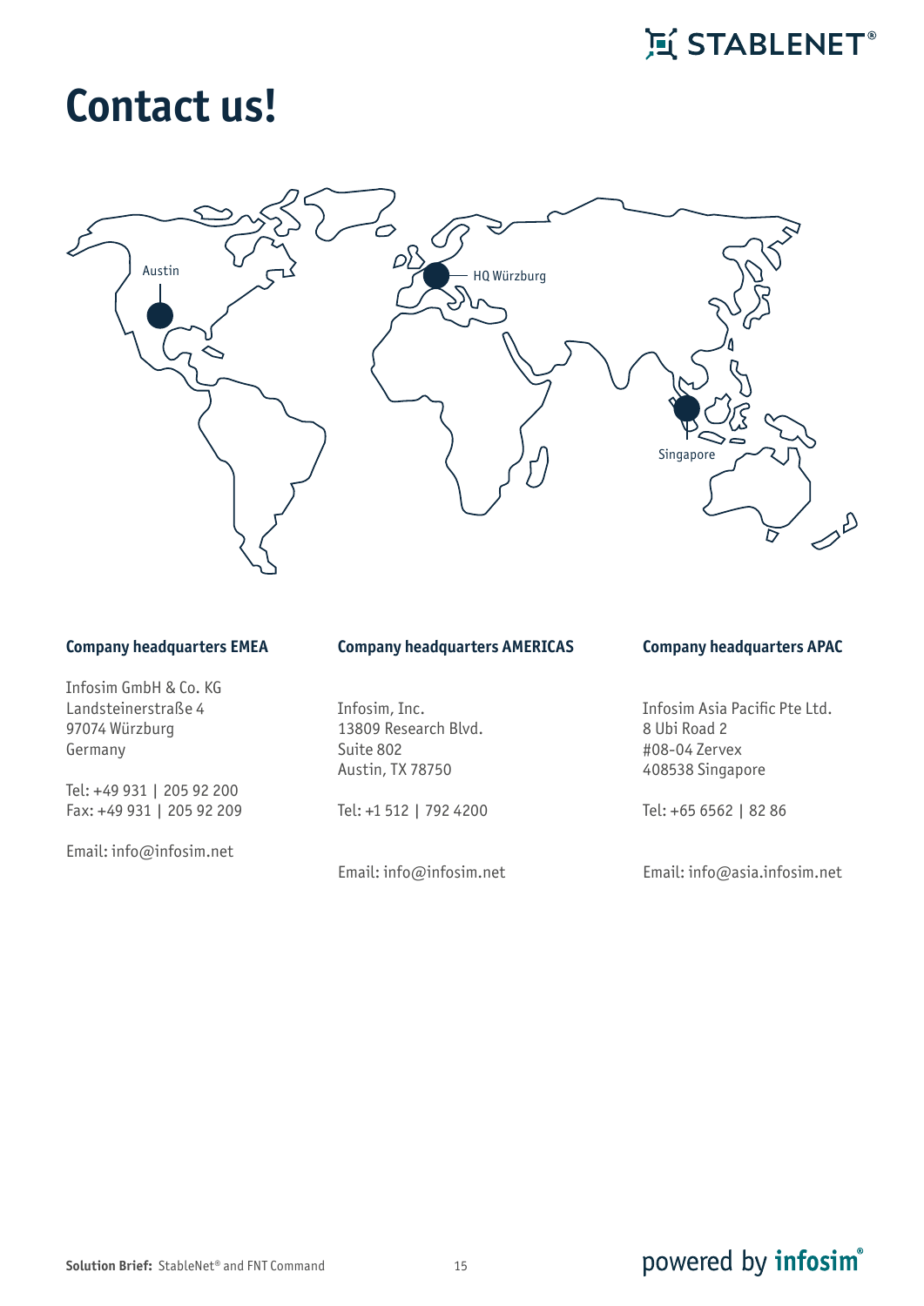# Contact us!

Austin

HQ Würzburg

Singapore

### Company headquarters EMEA

Infosim GmbH & Co. KG
Landsteinerstraße 4
97074 Würzburg
Germany

Tel: +49 931 | 205 92 200
Fax: +49 931 | 205 92 209

Email: info@infosim.net

### Company headquarters AMERICAS

Infosim, Inc.
13809 Research Blvd.
Suite 802
Austin, TX 78750

Tel: +1 512 | 792 4200

Email: info@infosim.net

### Company headquarters APAC

Infosim Asia Pacific Pte Ltd.
8 Ubi Road 2
#08-04 Zervex
408538 Singapore

Tel: +65 6562 | 82 86

Email: info@asia.infosim.net